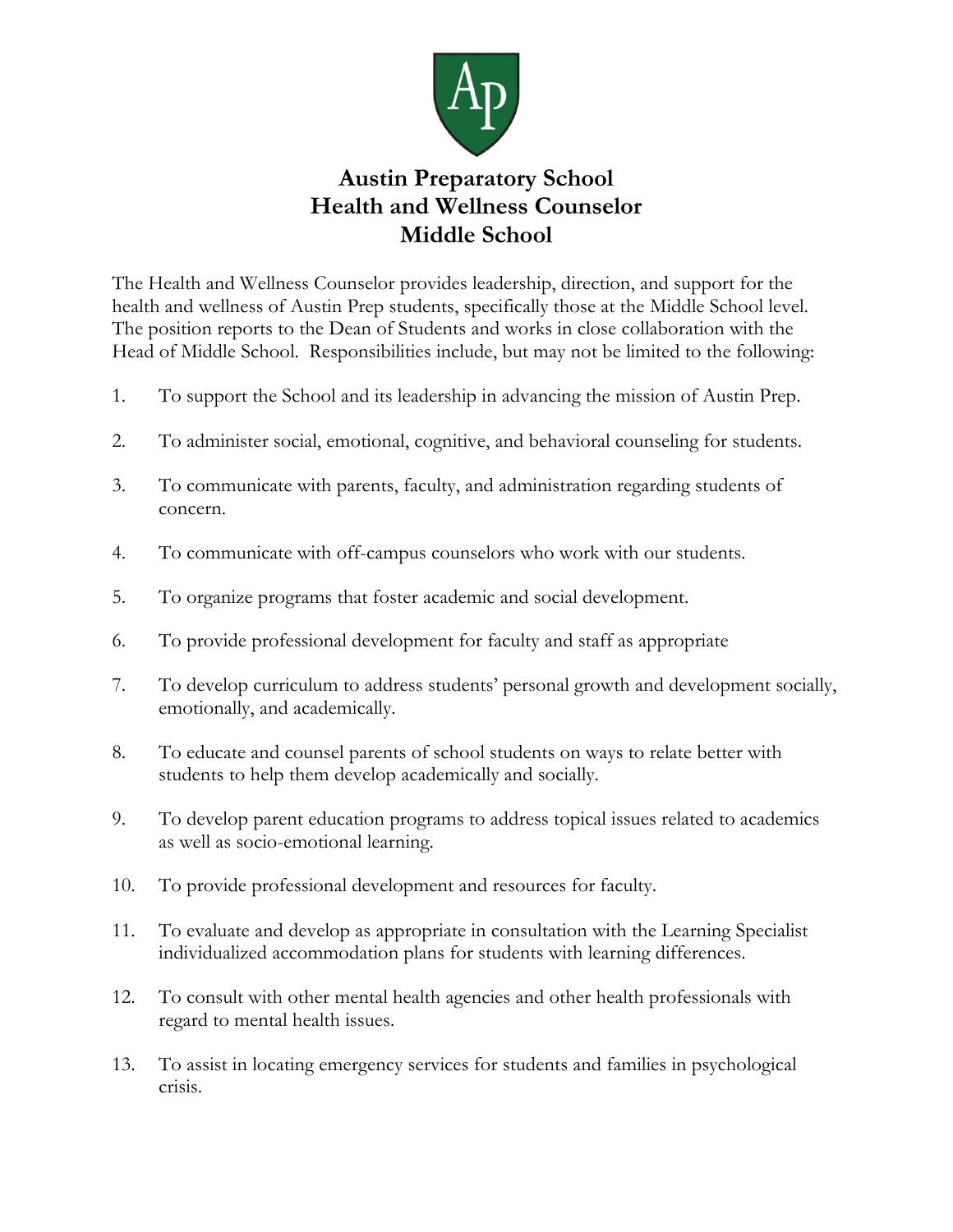# Austin Preparatory School
## Health and Wellness Counselor
## Middle School

The Health and Wellness Counselor provides leadership, direction, and support for the health and wellness of Austin Prep students, specifically those at the Middle School level. The position reports to the Dean of Students and works in close collaboration with the Head of Middle School. Responsibilities include, but may not be limited to the following:

1. To support the School and its leadership in advancing the mission of Austin Prep.
2. To administer social, emotional, cognitive, and behavioral counseling for students.
3. To communicate with parents, faculty, and administration regarding students of concern.
4. To communicate with off-campus counselors who work with our students.
5. To organize programs that foster academic and social development.
6. To provide professional development for faculty and staff as appropriate
7. To develop curriculum to address students' personal growth and development socially, emotionally, and academically.
8. To educate and counsel parents of school students on ways to relate better with students to help them develop academically and socially.
9. To develop parent education programs to address topical issues related to academics as well as socio-emotional learning.
10. To provide professional development and resources for faculty.
11. To evaluate and develop as appropriate in consultation with the Learning Specialist individualized accommodation plans for students with learning differences.
12. To consult with other mental health agencies and other health professionals with regard to mental health issues.
13. To assist in locating emergency services for students and families in psychological crisis.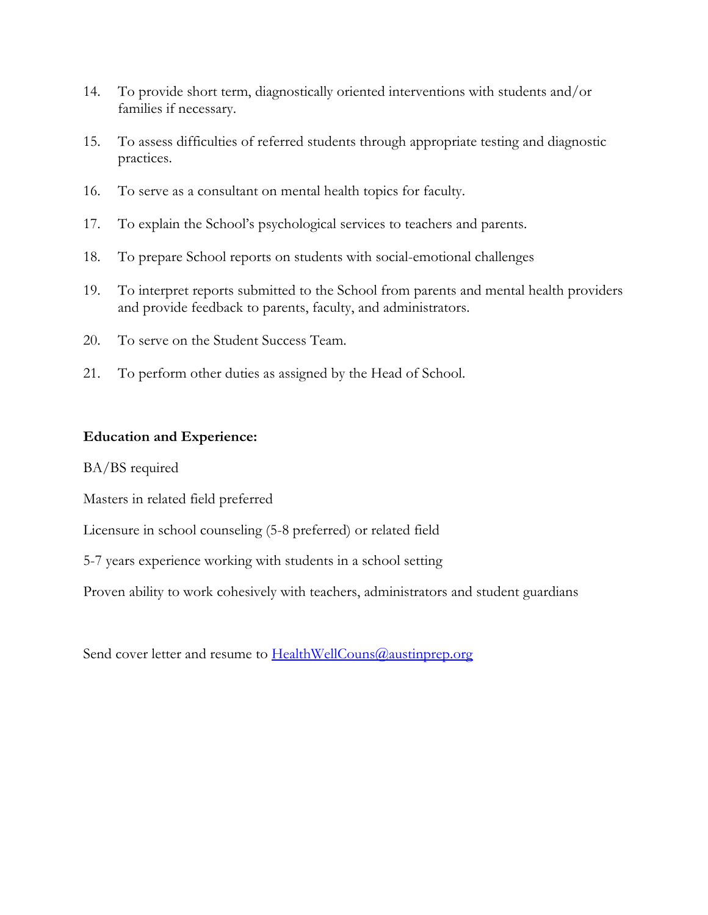14. To provide short term, diagnostically oriented interventions with students and/or families if necessary.

15. To assess difficulties of referred students through appropriate testing and diagnostic practices.

16. To serve as a consultant on mental health topics for faculty.

17. To explain the School's psychological services to teachers and parents.

18. To prepare School reports on students with social-emotional challenges

19. To interpret reports submitted to the School from parents and mental health providers and provide feedback to parents, faculty, and administrators.

20. To serve on the Student Success Team.

21. To perform other duties as assigned by the Head of School.

**Education and Experience:**

BA/BS required

Masters in related field preferred

Licensure in school counseling (5-8 preferred) or related field

5-7 years experience working with students in a school setting

Proven ability to work cohesively with teachers, administrators and student guardians

Send cover letter and resume to [HealthWellCouns@austinprep.org](mailto:HealthWellCouns@austinprep.org)